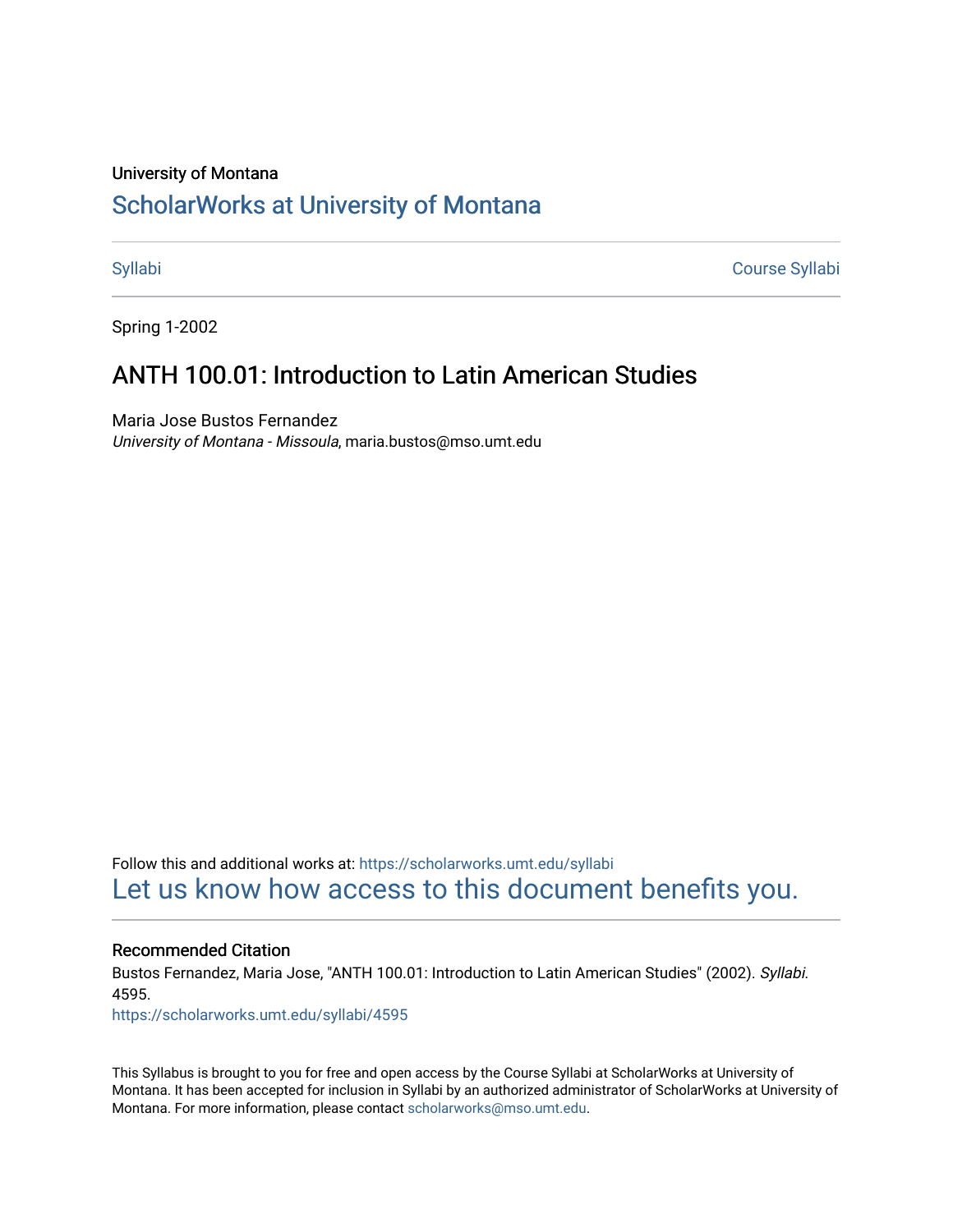University of Montana

# ScholarWorks at University of Montana

Syllabi | Course Syllabi

Spring 1-2002

## ANTH 100.01: Introduction to Latin American Studies

Maria Jose Bustos Fernandez
*University of Montana - Missoula*, maria.bustos@mso.umt.edu

Follow this and additional works at: https://scholarworks.umt.edu/syllabi

Let us know how access to this document benefits you.

### Recommended Citation

Bustos Fernandez, Maria Jose, "ANTH 100.01: Introduction to Latin American Studies" (2002). *Syllabi*. 4595.
https://scholarworks.umt.edu/syllabi/4595

This Syllabus is brought to you for free and open access by the Course Syllabi at ScholarWorks at University of Montana. It has been accepted for inclusion in Syllabi by an authorized administrator of ScholarWorks at University of Montana. For more information, please contact scholarworks@mso.umt.edu.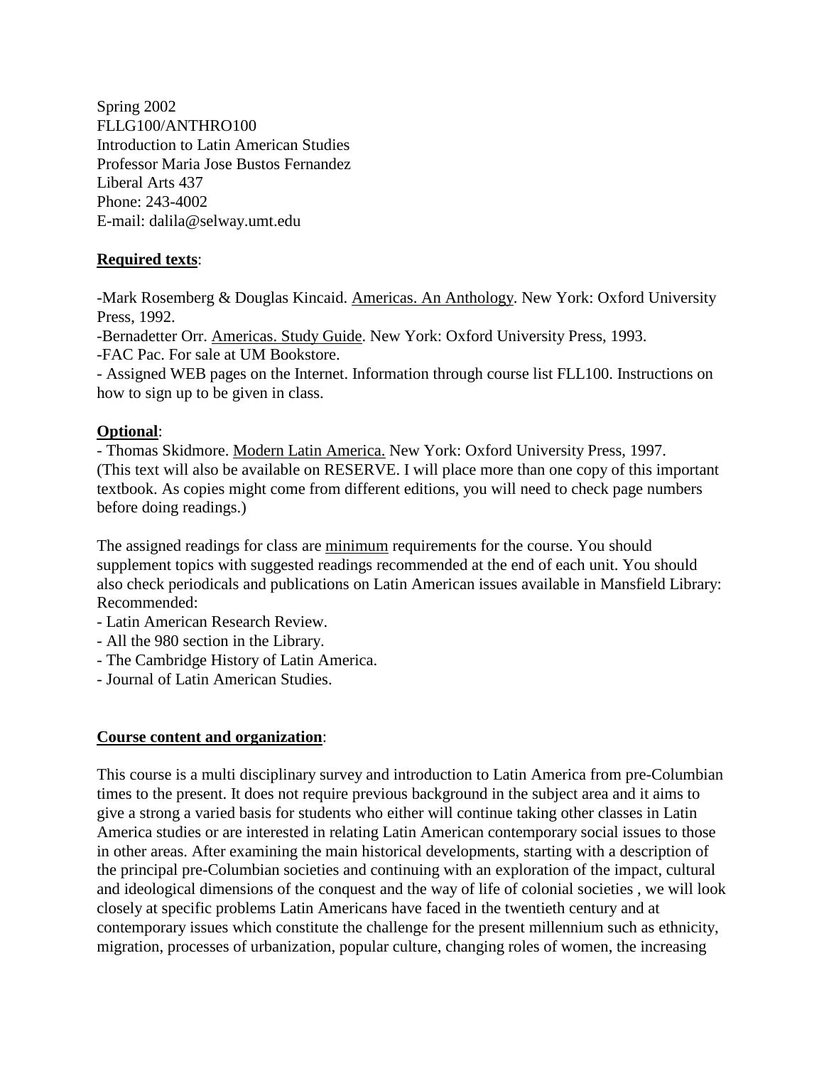Spring 2002
FLLG100/ANTHRO100
Introduction to Latin American Studies
Professor Maria Jose Bustos Fernandez
Liberal Arts 437
Phone: 243-4002
E-mail: dalila@selway.umt.edu

**Required texts**:

-Mark Rosemberg & Douglas Kincaid. Americas. An Anthology. New York: Oxford University Press, 1992.
-Bernadetter Orr. Americas. Study Guide. New York: Oxford University Press, 1993.
-FAC Pac. For sale at UM Bookstore.
- Assigned WEB pages on the Internet. Information through course list FLL100. Instructions on how to sign up to be given in class.

**Optional**:
- Thomas Skidmore. Modern Latin America. New York: Oxford University Press, 1997.
(This text will also be available on RESERVE. I will place more than one copy of this important textbook. As copies might come from different editions, you will need to check page numbers before doing readings.)

The assigned readings for class are minimum requirements for the course. You should supplement topics with suggested readings recommended at the end of each unit. You should also check periodicals and publications on Latin American issues available in Mansfield Library:
Recommended:
- Latin American Research Review.
- All the 980 section in the Library.
- The Cambridge History of Latin America.
- Journal of Latin American Studies.

**Course content and organization**:

This course is a multi disciplinary survey and introduction to Latin America from pre-Columbian times to the present. It does not require previous background in the subject area and it aims to give a strong a varied basis for students who either will continue taking other classes in Latin America studies or are interested in relating Latin American contemporary social issues to those in other areas. After examining the main historical developments, starting with a description of the principal pre-Columbian societies and continuing with an exploration of the impact, cultural and ideological dimensions of the conquest and the way of life of colonial societies , we will look closely at specific problems Latin Americans have faced in the twentieth century and at contemporary issues which constitute the challenge for the present millennium such as ethnicity, migration, processes of urbanization, popular culture, changing roles of women, the increasing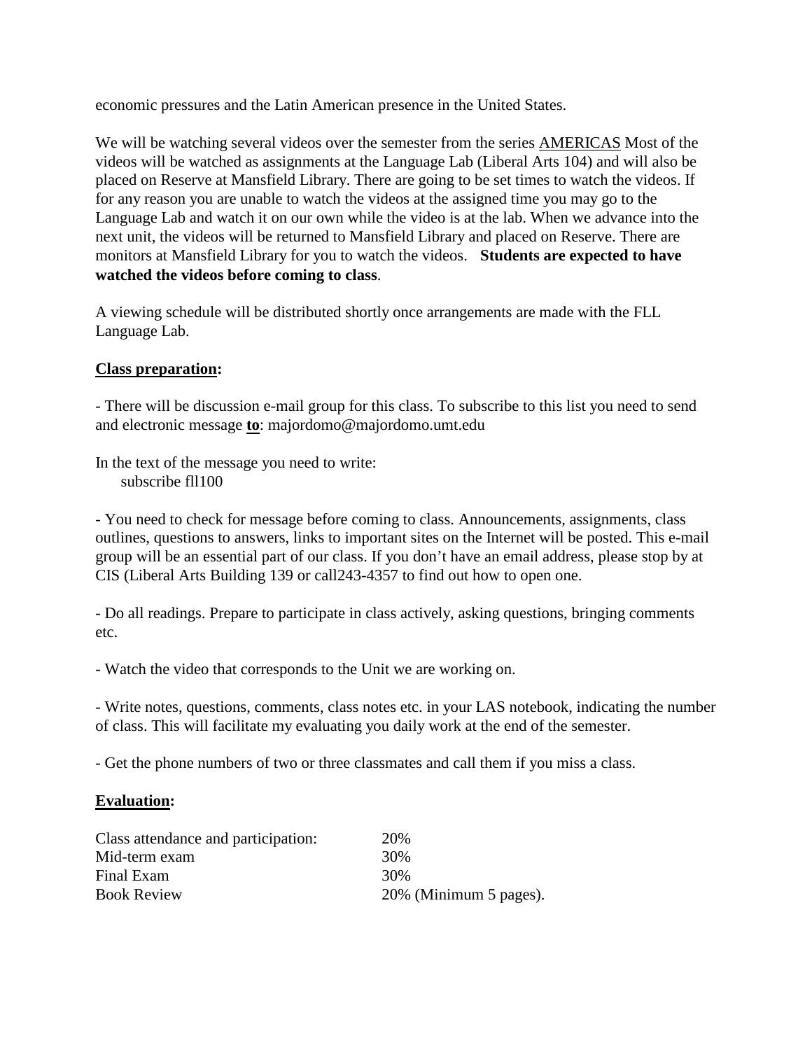economic pressures and the Latin American presence in the United States.

We will be watching several videos over the semester from the series <u>AMERICAS</u> Most of the videos will be watched as assignments at the Language Lab (Liberal Arts 104) and will also be placed on Reserve at Mansfield Library. There are going to be set times to watch the videos. If for any reason you are unable to watch the videos at the assigned time you may go to the Language Lab and watch it on our own while the video is at the lab. When we advance into the next unit, the videos will be returned to Mansfield Library and placed on Reserve. There are monitors at Mansfield Library for you to watch the videos. **Students are expected to have watched the videos before coming to class**.

A viewing schedule will be distributed shortly once arrangements are made with the FLL Language Lab.

**<u>Class preparation</u>:**

- There will be discussion e-mail group for this class. To subscribe to this list you need to send and electronic message **<u>to</u>**: majordomo@majordomo.umt.edu

In the text of the message you need to write:
    subscribe fll100

- You need to check for message before coming to class. Announcements, assignments, class outlines, questions to answers, links to important sites on the Internet will be posted. This e-mail group will be an essential part of our class. If you don't have an email address, please stop by at CIS (Liberal Arts Building 139 or call243-4357 to find out how to open one.

- Do all readings. Prepare to participate in class actively, asking questions, bringing comments etc.

- Watch the video that corresponds to the Unit we are working on.

- Write notes, questions, comments, class notes etc. in your LAS notebook, indicating the number of class. This will facilitate my evaluating you daily work at the end of the semester.

- Get the phone numbers of two or three classmates and call them if you miss a class.

**<u>Evaluation</u>:**

| | |
|---|---|
| Class attendance and participation: | 20% |
| Mid-term exam | 30% |
| Final Exam | 30% |
| Book Review | 20% (Minimum 5 pages). |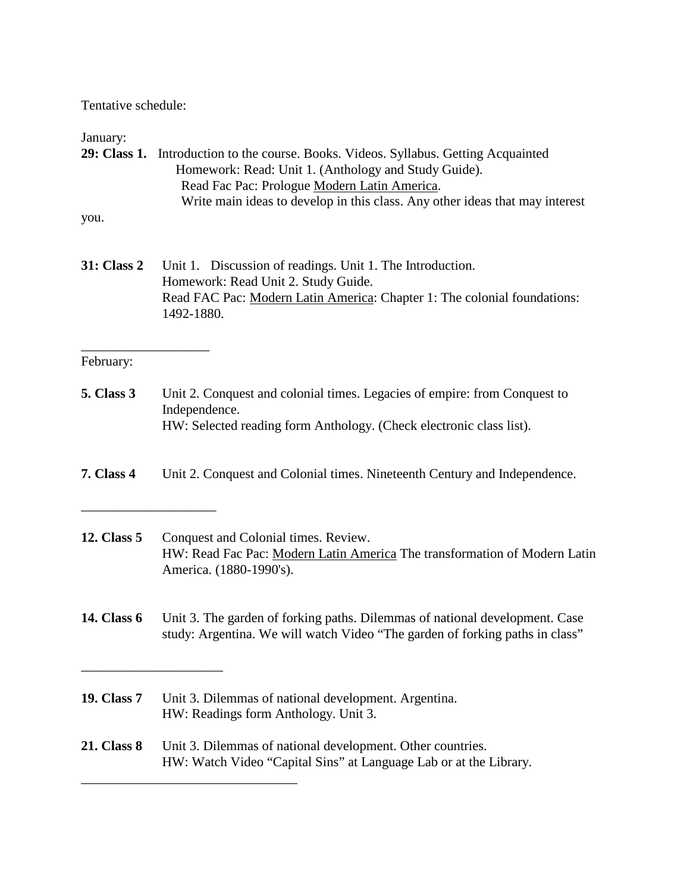Tentative schedule:

January:

**29: Class 1.** Introduction to the course. Books. Videos. Syllabus. Getting Acquainted
Homework: Read: Unit 1. (Anthology and Study Guide).
Read Fac Pac: Prologue <u>Modern Latin America</u>.
Write main ideas to develop in this class. Any other ideas that may interest you.

**31: Class 2** Unit 1. Discussion of readings. Unit 1. The Introduction.
Homework: Read Unit 2. Study Guide.
Read FAC Pac: <u>Modern Latin America</u>: Chapter 1: The colonial foundations: 1492-1880.

---

February:

**5. Class 3** Unit 2. Conquest and colonial times. Legacies of empire: from Conquest to Independence.
HW: Selected reading form Anthology. (Check electronic class list).

**7. Class 4** Unit 2. Conquest and Colonial times. Nineteenth Century and Independence.

---

**12. Class 5** Conquest and Colonial times. Review.
HW: Read Fac Pac: <u>Modern Latin America</u> The transformation of Modern Latin America. (1880-1990's).

**14. Class 6** Unit 3. The garden of forking paths. Dilemmas of national development. Case study: Argentina. We will watch Video "The garden of forking paths in class"

---

**19. Class 7** Unit 3. Dilemmas of national development. Argentina.
HW: Readings form Anthology. Unit 3.

**21. Class 8** Unit 3. Dilemmas of national development. Other countries.
HW: Watch Video "Capital Sins" at Language Lab or at the Library.

---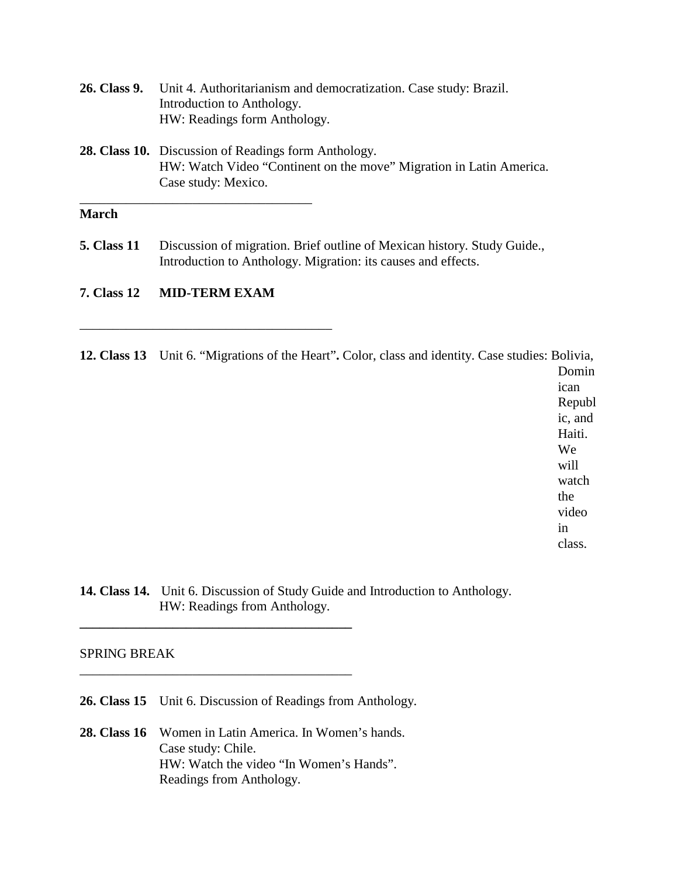**26. Class 9.** Unit 4. Authoritarianism and democratization. Case study: Brazil.
Introduction to Anthology.
HW: Readings form Anthology.

**28. Class 10.** Discussion of Readings form Anthology.
HW: Watch Video "Continent on the move" Migration in Latin America.
Case study: Mexico.

---

**March**

**5. Class 11** Discussion of migration. Brief outline of Mexican history. Study Guide., Introduction to Anthology. Migration: its causes and effects.

**7. Class 12** **MID-TERM EXAM**

---

**12. Class 13** Unit 6. "Migrations of the Heart"**.** Color, class and identity. Case studies: Bolivia, Dominican Republic, and Haiti. We will watch the video in class.

**14. Class 14.** Unit 6. Discussion of Study Guide and Introduction to Anthology.
HW: Readings from Anthology.

---

SPRING BREAK

---

**26. Class 15** Unit 6. Discussion of Readings from Anthology.

**28. Class 16** Women in Latin America. In Women's hands.
Case study: Chile.
HW: Watch the video "In Women's Hands".
Readings from Anthology.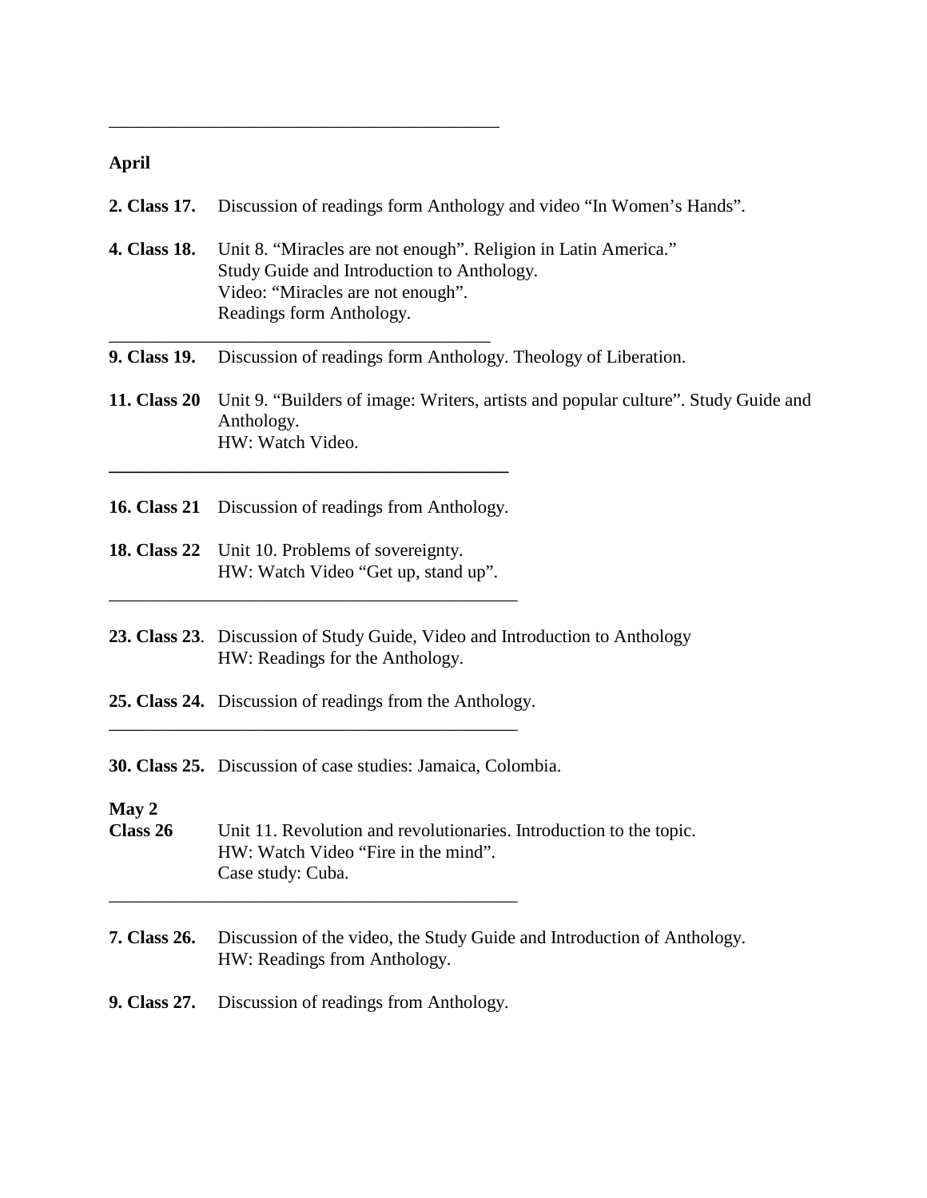---

**April**

**2. Class 17.** Discussion of readings form Anthology and video "In Women's Hands".

**4. Class 18.** Unit 8. "Miracles are not enough". Religion in Latin America."
Study Guide and Introduction to Anthology.
Video: "Miracles are not enough".
Readings form Anthology.

---

**9. Class 19.** Discussion of readings form Anthology. Theology of Liberation.

**11. Class 20** Unit 9. "Builders of image: Writers, artists and popular culture". Study Guide and Anthology.
HW: Watch Video.

---

**16. Class 21** Discussion of readings from Anthology.

**18. Class 22** Unit 10. Problems of sovereignty.
HW: Watch Video "Get up, stand up".

---

**23. Class 23**. Discussion of Study Guide, Video and Introduction to Anthology
HW: Readings for the Anthology.

**25. Class 24.** Discussion of readings from the Anthology.

---

**30. Class 25.** Discussion of case studies: Jamaica, Colombia.

**May 2**
**Class 26** Unit 11. Revolution and revolutionaries. Introduction to the topic.
HW: Watch Video "Fire in the mind".
Case study: Cuba.

---

**7. Class 26.** Discussion of the video, the Study Guide and Introduction of Anthology.
HW: Readings from Anthology.

**9. Class 27.** Discussion of readings from Anthology.